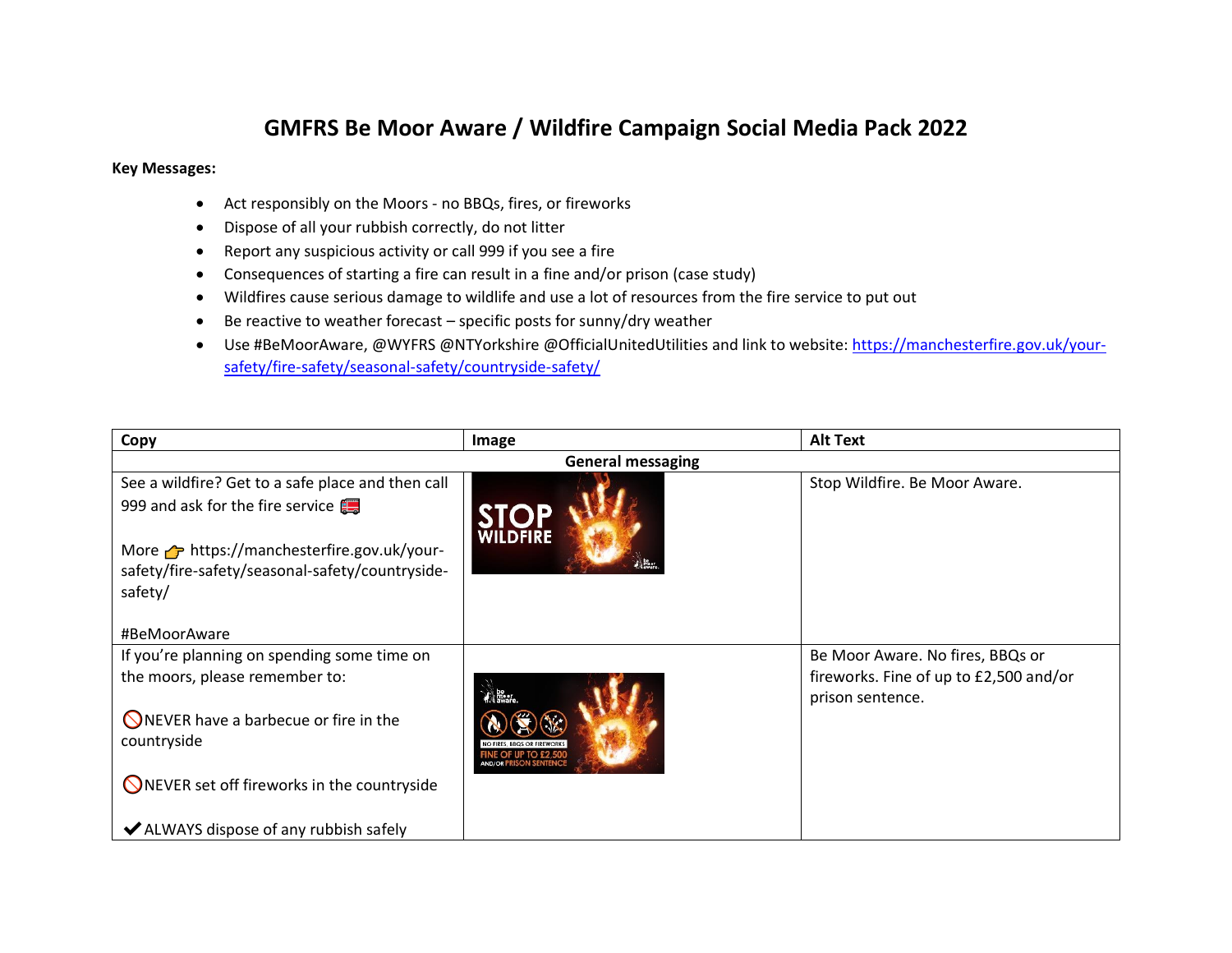# GMFRS Be Moor Aware / Wildfire Campaign Social Media Pack 2022

**Key Messages:**

- Act responsibly on the Moors - no BBQs, fires, or fireworks
- Dispose of all your rubbish correctly, do not litter
- Report any suspicious activity or call 999 if you see a fire
- Consequences of starting a fire can result in a fine and/or prison (case study)
- Wildfires cause serious damage to wildlife and use a lot of resources from the fire service to put out
- Be reactive to weather forecast – specific posts for sunny/dry weather
- Use #BeMoorAware, @WYFRS @NTYorkshire @OfficialUnitedUtilities and link to website: https://manchesterfire.gov.uk/your-safety/fire-safety/seasonal-safety/countryside-safety/

| Copy | Image | Alt Text |
|---|---|---|
| **General messaging** | | |
| See a wildfire? Get to a safe place and then call 999 and ask for the fire service 🚒<br><br>More 👉 https://manchesterfire.gov.uk/your-safety/fire-safety/seasonal-safety/countryside-safety/<br><br>#BeMoorAware | | Stop Wildfire. Be Moor Aware. |
| If you're planning on spending some time on the moors, please remember to:<br><br>🚫NEVER have a barbecue or fire in the countryside<br><br>🚫NEVER set off fireworks in the countryside<br><br>✔ALWAYS dispose of any rubbish safely | | Be Moor Aware. No fires, BBQs or fireworks. Fine of up to £2,500 and/or prison sentence. |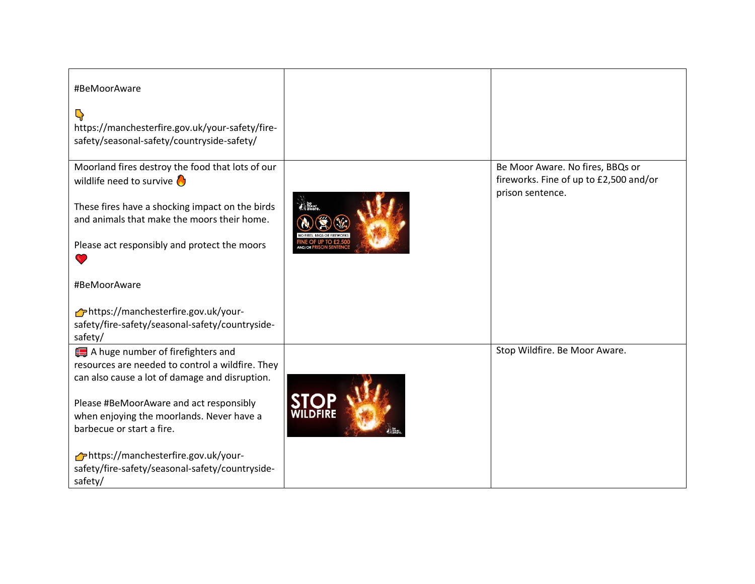| | | |
|---|---|---|
| #BeMoorAware<br><br>👇<br>https://manchesterfire.gov.uk/your-safety/fire-safety/seasonal-safety/countryside-safety/ | | |
| Moorland fires destroy the food that lots of our wildlife need to survive 🔥<br><br>These fires have a shocking impact on the birds and animals that make the moors their home.<br><br>Please act responsibly and protect the moors ❤️<br><br>#BeMoorAware<br><br>👉https://manchesterfire.gov.uk/your-safety/fire-safety/seasonal-safety/countryside-safety/ | | Be Moor Aware. No fires, BBQs or fireworks. Fine of up to £2,500 and/or prison sentence. |
| 🚒 A huge number of firefighters and resources are needed to control a wildfire. They can also cause a lot of damage and disruption.<br><br>Please #BeMoorAware and act responsibly when enjoying the moorlands. Never have a barbecue or start a fire.<br><br>👉https://manchesterfire.gov.uk/your-safety/fire-safety/seasonal-safety/countryside-safety/ | | Stop Wildfire. Be Moor Aware. |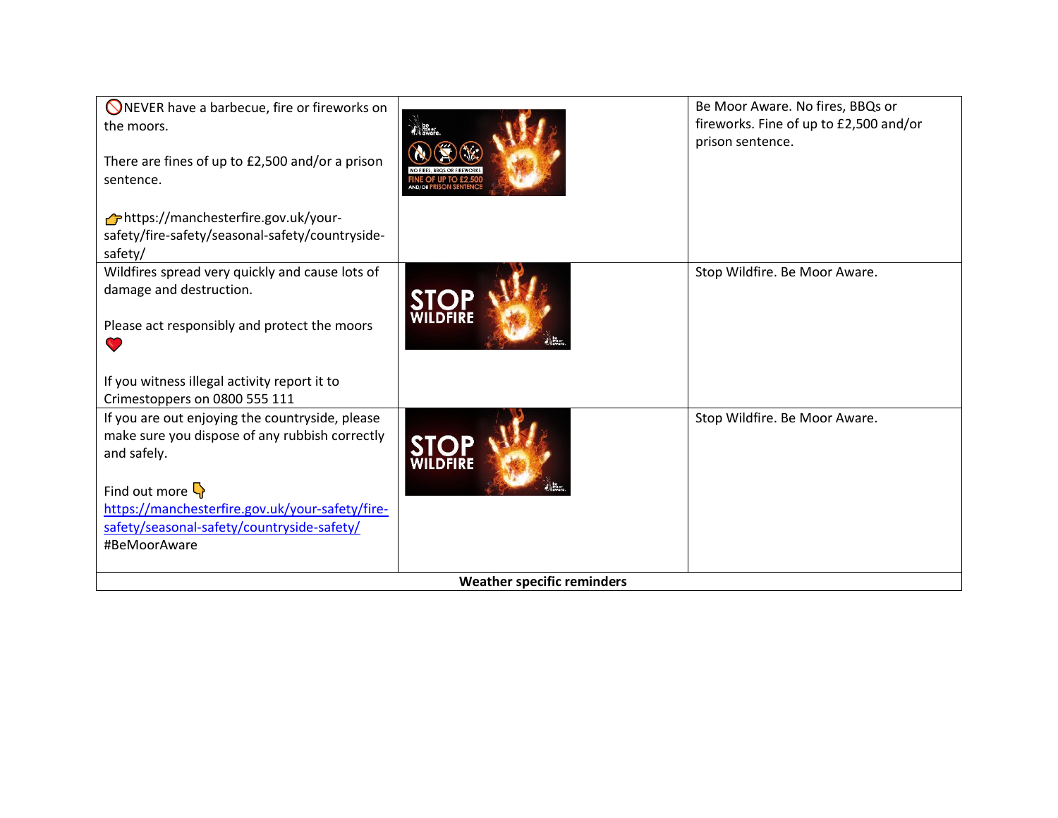| | | |
|---|---|---|
| 🚫NEVER have a barbecue, fire or fireworks on the moors.<br><br>There are fines of up to £2,500 and/or a prison sentence.<br><br>👉https://manchesterfire.gov.uk/your-safety/fire-safety/seasonal-safety/countryside-safety/ | | Be Moor Aware. No fires, BBQs or fireworks. Fine of up to £2,500 and/or prison sentence. |
| Wildfires spread very quickly and cause lots of damage and destruction.<br><br>Please act responsibly and protect the moors ❤️<br><br>If you witness illegal activity report it to Crimestoppers on 0800 555 111 | | Stop Wildfire. Be Moor Aware. |
| If you are out enjoying the countryside, please make sure you dispose of any rubbish correctly and safely.<br><br>Find out more 👇 https://manchesterfire.gov.uk/your-safety/fire-safety/seasonal-safety/countryside-safety/ #BeMoorAware | | Stop Wildfire. Be Moor Aware. |
| **Weather specific reminders** | | |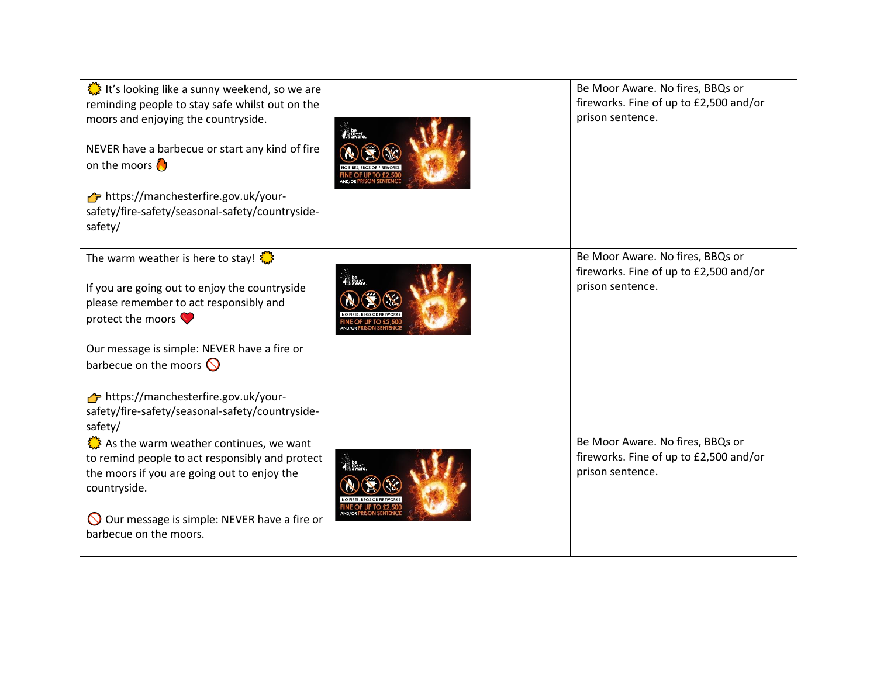| | | |
|---|---|---|
| 🌞 It's looking like a sunny weekend, so we are reminding people to stay safe whilst out on the moors and enjoying the countryside.<br><br>NEVER have a barbecue or start any kind of fire on the moors 🔥<br><br>👉 https://manchesterfire.gov.uk/your-safety/fire-safety/seasonal-safety/countryside-safety/ | | Be Moor Aware. No fires, BBQs or fireworks. Fine of up to £2,500 and/or prison sentence. |
| The warm weather is here to stay! 🌞<br><br>If you are going out to enjoy the countryside please remember to act responsibly and protect the moors ❤️<br><br>Our message is simple: NEVER have a fire or barbecue on the moors 🚫<br><br>👉 https://manchesterfire.gov.uk/your-safety/fire-safety/seasonal-safety/countryside-safety/ | | Be Moor Aware. No fires, BBQs or fireworks. Fine of up to £2,500 and/or prison sentence. |
| 🌞 As the warm weather continues, we want to remind people to act responsibly and protect the moors if you are going out to enjoy the countryside.<br><br>🚫 Our message is simple: NEVER have a fire or barbecue on the moors. | | Be Moor Aware. No fires, BBQs or fireworks. Fine of up to £2,500 and/or prison sentence. |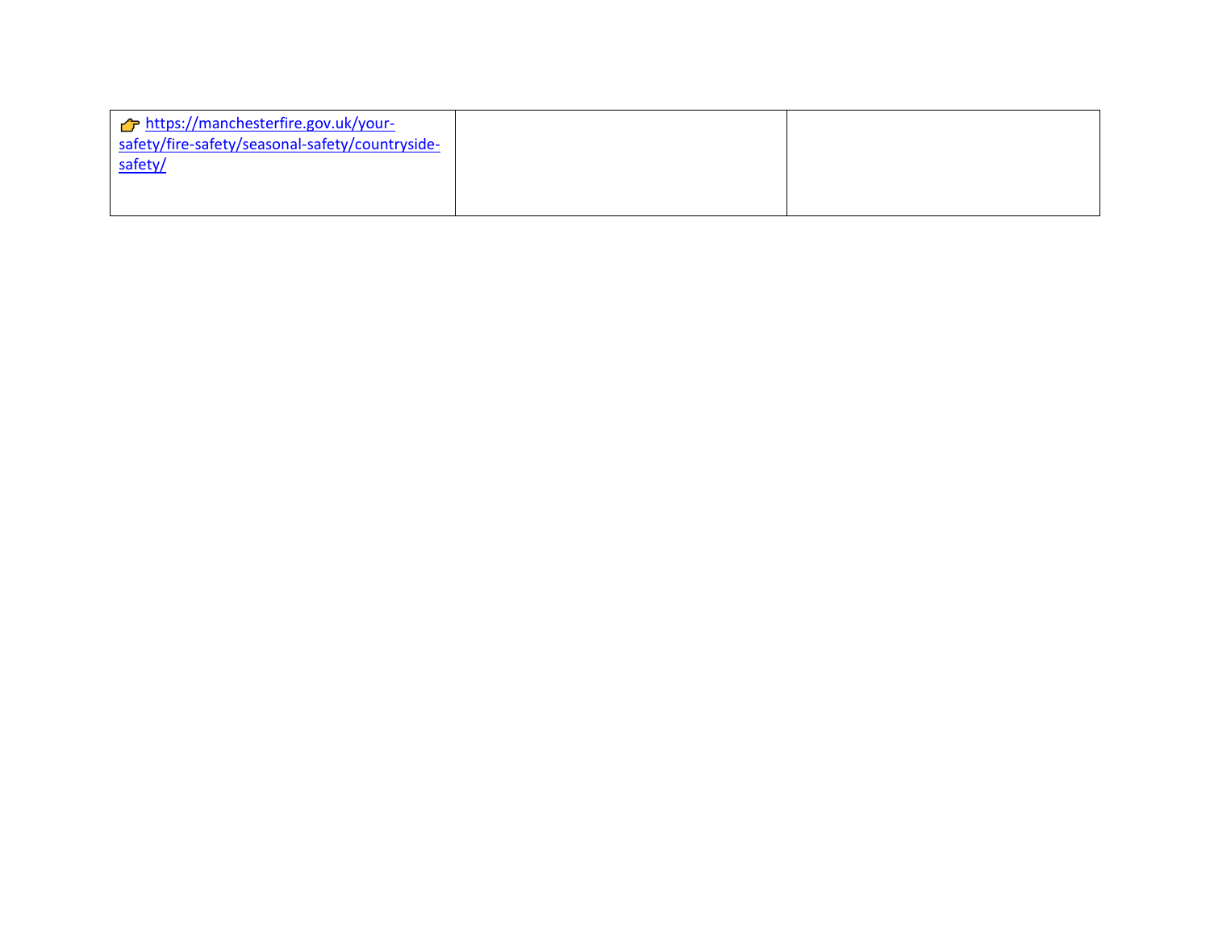| | | |
|---|---|---|
| 👉 https://manchesterfire.gov.uk/your-safety/fire-safety/seasonal-safety/countryside-safety/ | | |